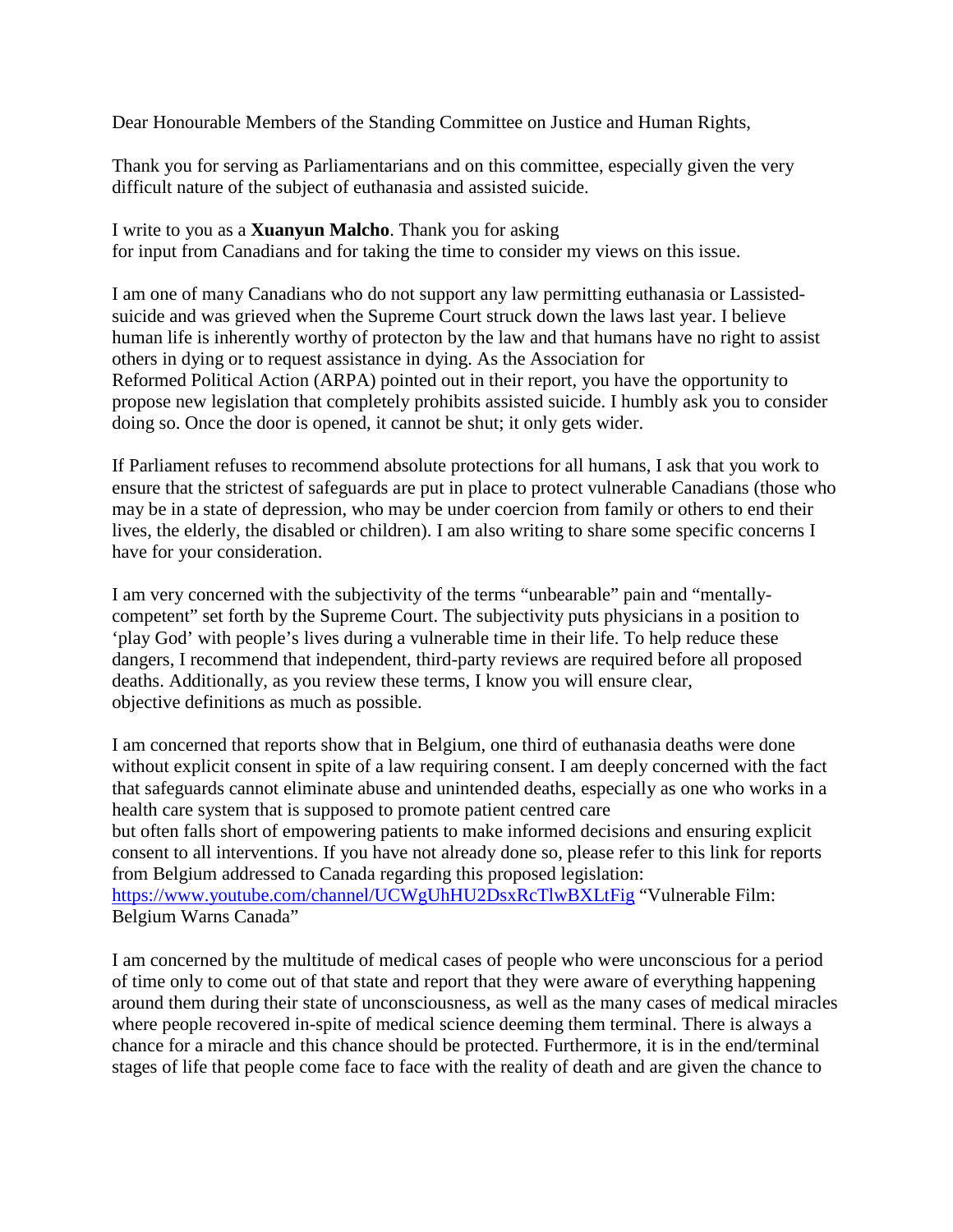Dear Honourable Members of the Standing Committee on Justice and Human Rights,

Thank you for serving as Parliamentarians and on this committee, especially given the very difficult nature of the subject of euthanasia and assisted suicide.

I write to you as a **Xuanyun Malcho**. Thank you for asking for input from Canadians and for taking the time to consider my views on this issue.

I am one of many Canadians who do not support any law permitting euthanasia or Lassisted-suicide and was grieved when the Supreme Court struck down the laws last year. I believe human life is inherently worthy of protecton by the law and that humans have no right to assist others in dying or to request assistance in dying. As the Association for Reformed Political Action (ARPA) pointed out in their report, you have the opportunity to propose new legislation that completely prohibits assisted suicide. I humbly ask you to consider doing so. Once the door is opened, it cannot be shut; it only gets wider.

If Parliament refuses to recommend absolute protections for all humans, I ask that you work to ensure that the strictest of safeguards are put in place to protect vulnerable Canadians (those who may be in a state of depression, who may be under coercion from family or others to end their lives, the elderly, the disabled or children). I am also writing to share some specific concerns I have for your consideration.

I am very concerned with the subjectivity of the terms "unbearable" pain and "mentally-competent" set forth by the Supreme Court. The subjectivity puts physicians in a position to 'play God' with people's lives during a vulnerable time in their life. To help reduce these dangers, I recommend that independent, third-party reviews are required before all proposed deaths. Additionally, as you review these terms, I know you will ensure clear, objective definitions as much as possible.

I am concerned that reports show that in Belgium, one third of euthanasia deaths were done without explicit consent in spite of a law requiring consent. I am deeply concerned with the fact that safeguards cannot eliminate abuse and unintended deaths, especially as one who works in a health care system that is supposed to promote patient centred care but often falls short of empowering patients to make informed decisions and ensuring explicit consent to all interventions. If you have not already done so, please refer to this link for reports from Belgium addressed to Canada regarding this proposed legislation: https://www.youtube.com/channel/UCWgUhHU2DsxRcTlwBXLtFig "Vulnerable Film: Belgium Warns Canada"

I am concerned by the multitude of medical cases of people who were unconscious for a period of time only to come out of that state and report that they were aware of everything happening around them during their state of unconsciousness, as well as the many cases of medical miracles where people recovered in-spite of medical science deeming them terminal. There is always a chance for a miracle and this chance should be protected. Furthermore, it is in the end/terminal stages of life that people come face to face with the reality of death and are given the chance to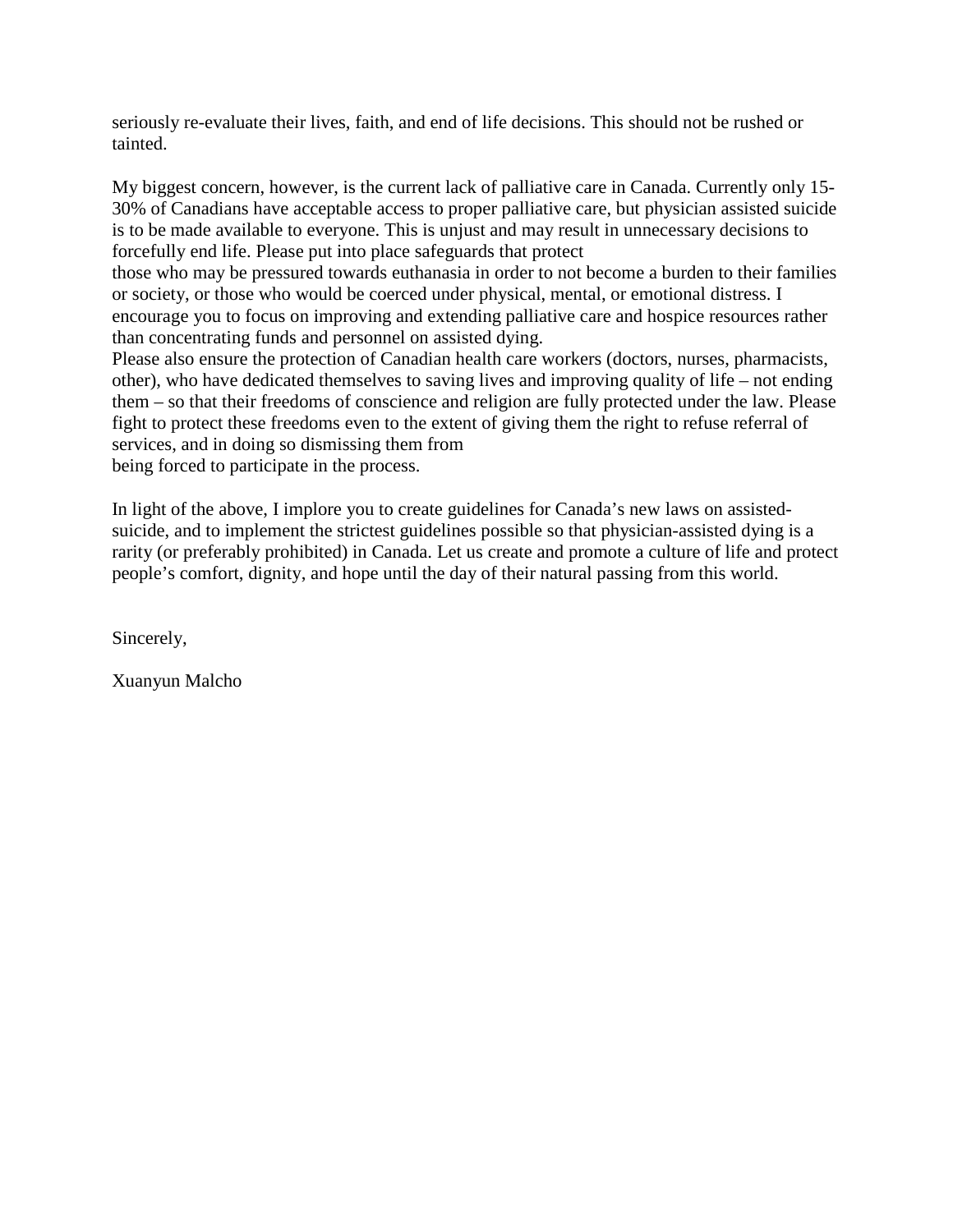seriously re-evaluate their lives, faith, and end of life decisions. This should not be rushed or tainted.

My biggest concern, however, is the current lack of palliative care in Canada. Currently only 15-30% of Canadians have acceptable access to proper palliative care, but physician assisted suicide is to be made available to everyone. This is unjust and may result in unnecessary decisions to forcefully end life. Please put into place safeguards that protect those who may be pressured towards euthanasia in order to not become a burden to their families or society, or those who would be coerced under physical, mental, or emotional distress. I encourage you to focus on improving and extending palliative care and hospice resources rather than concentrating funds and personnel on assisted dying.

Please also ensure the protection of Canadian health care workers (doctors, nurses, pharmacists, other), who have dedicated themselves to saving lives and improving quality of life – not ending them – so that their freedoms of conscience and religion are fully protected under the law. Please fight to protect these freedoms even to the extent of giving them the right to refuse referral of services, and in doing so dismissing them from being forced to participate in the process.

In light of the above, I implore you to create guidelines for Canada's new laws on assisted-suicide, and to implement the strictest guidelines possible so that physician-assisted dying is a rarity (or preferably prohibited) in Canada. Let us create and promote a culture of life and protect people's comfort, dignity, and hope until the day of their natural passing from this world.

Sincerely,

Xuanyun Malcho